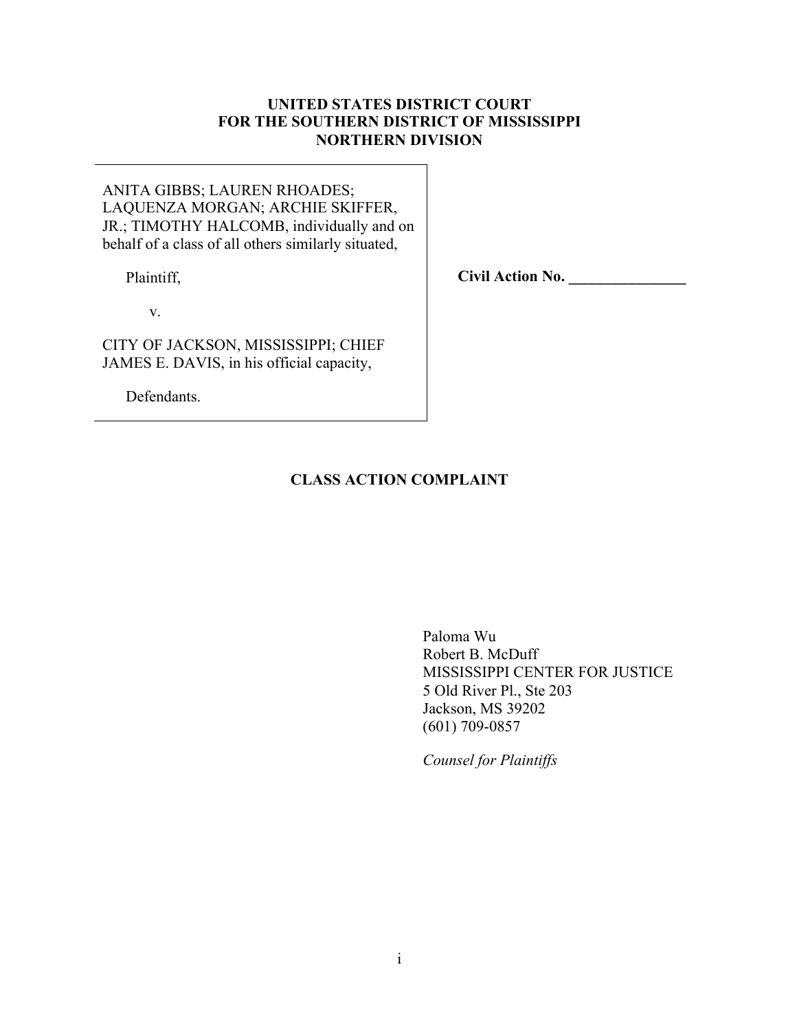**UNITED STATES DISTRICT COURT**
**FOR THE SOUTHERN DISTRICT OF MISSISSIPPI**
**NORTHERN DIVISION**

ANITA GIBBS; LAUREN RHOADES; LAQUENZA MORGAN; ARCHIE SKIFFER, JR.; TIMOTHY HALCOMB, individually and on behalf of a class of all others similarly situated,

Plaintiff,

v.

CITY OF JACKSON, MISSISSIPPI; CHIEF JAMES E. DAVIS, in his official capacity,

Defendants.

**Civil Action No. _______________**

**CLASS ACTION COMPLAINT**

Paloma Wu
Robert B. McDuff
MISSISSIPPI CENTER FOR JUSTICE
5 Old River Pl., Ste 203
Jackson, MS 39202
(601) 709-0857

*Counsel for Plaintiffs*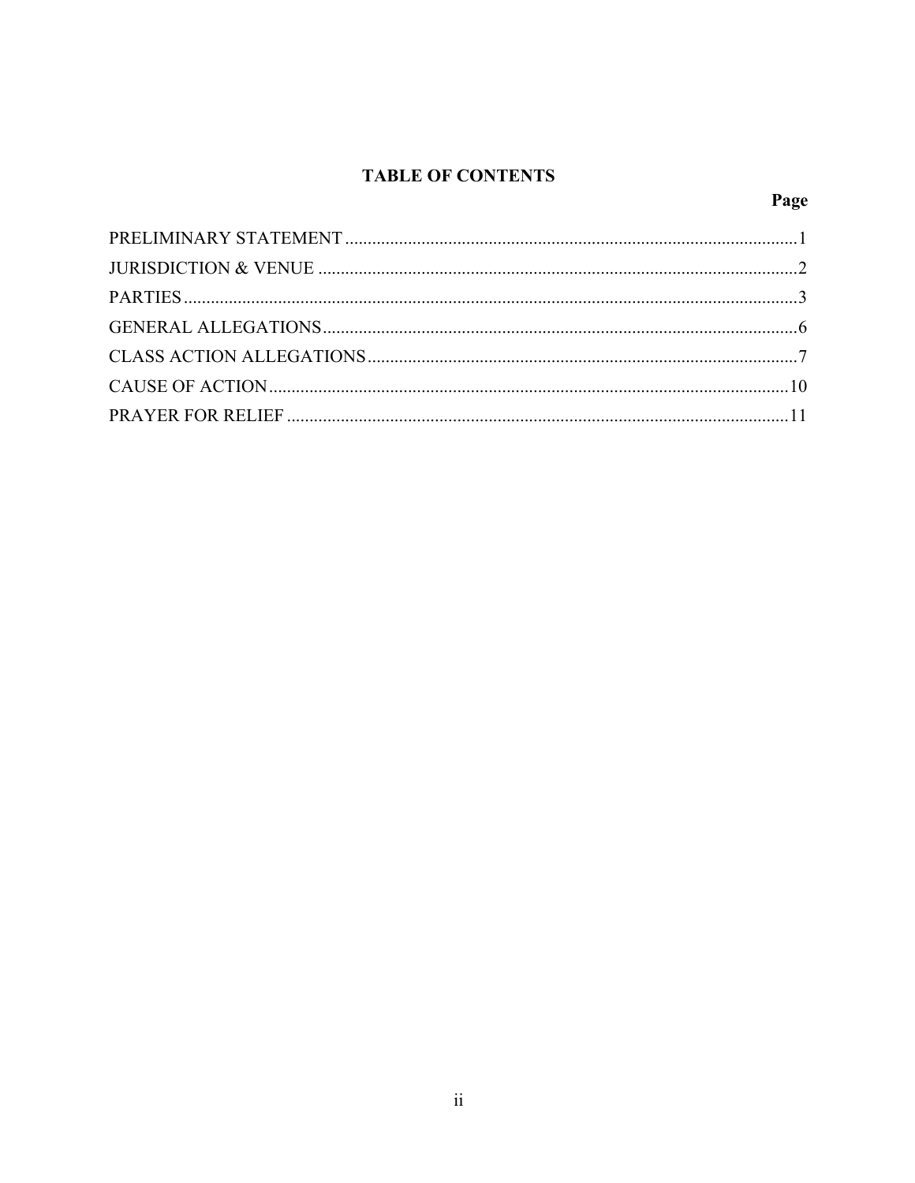## TABLE OF CONTENTS

| | Page |
|---|---|
| PRELIMINARY STATEMENT | 1 |
| JURISDICTION & VENUE | 2 |
| PARTIES | 3 |
| GENERAL ALLEGATIONS | 6 |
| CLASS ACTION ALLEGATIONS | 7 |
| CAUSE OF ACTION | 10 |
| PRAYER FOR RELIEF | 11 |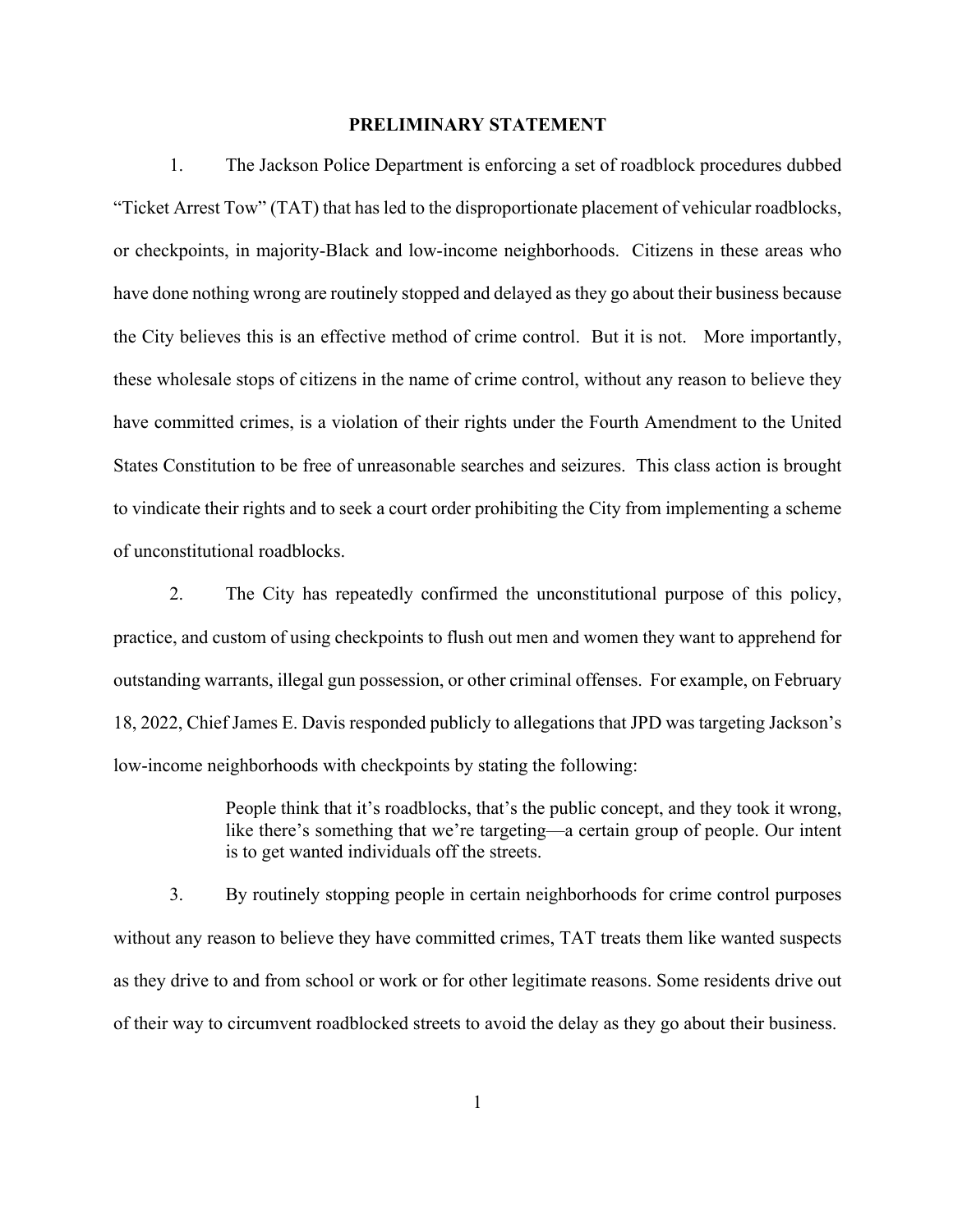## PRELIMINARY STATEMENT

1. The Jackson Police Department is enforcing a set of roadblock procedures dubbed "Ticket Arrest Tow" (TAT) that has led to the disproportionate placement of vehicular roadblocks, or checkpoints, in majority-Black and low-income neighborhoods. Citizens in these areas who have done nothing wrong are routinely stopped and delayed as they go about their business because the City believes this is an effective method of crime control. But it is not. More importantly, these wholesale stops of citizens in the name of crime control, without any reason to believe they have committed crimes, is a violation of their rights under the Fourth Amendment to the United States Constitution to be free of unreasonable searches and seizures. This class action is brought to vindicate their rights and to seek a court order prohibiting the City from implementing a scheme of unconstitutional roadblocks.

2. The City has repeatedly confirmed the unconstitutional purpose of this policy, practice, and custom of using checkpoints to flush out men and women they want to apprehend for outstanding warrants, illegal gun possession, or other criminal offenses. For example, on February 18, 2022, Chief James E. Davis responded publicly to allegations that JPD was targeting Jackson's low-income neighborhoods with checkpoints by stating the following:

> People think that it's roadblocks, that's the public concept, and they took it wrong, like there's something that we're targeting—a certain group of people. Our intent is to get wanted individuals off the streets.

3. By routinely stopping people in certain neighborhoods for crime control purposes without any reason to believe they have committed crimes, TAT treats them like wanted suspects as they drive to and from school or work or for other legitimate reasons. Some residents drive out of their way to circumvent roadblocked streets to avoid the delay as they go about their business.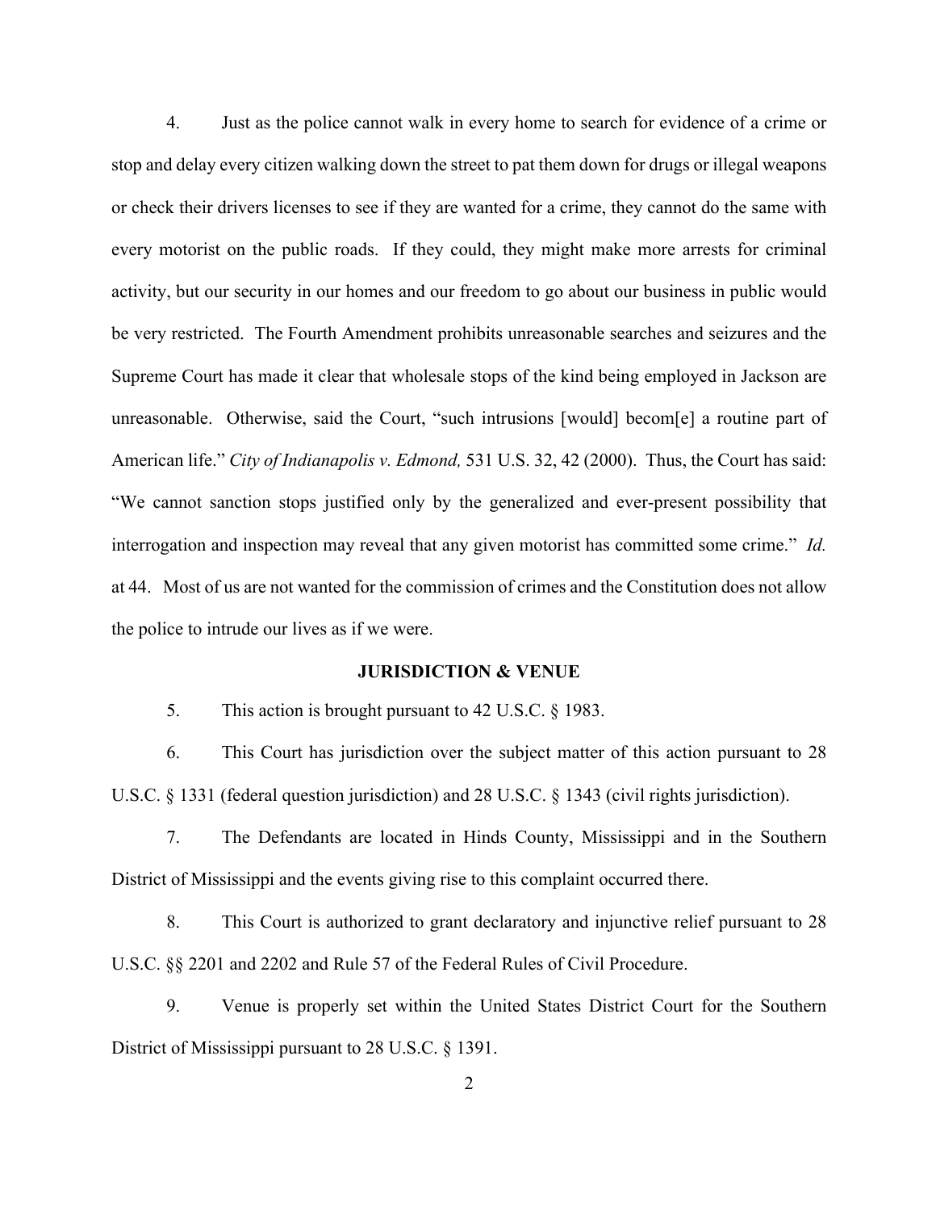4. Just as the police cannot walk in every home to search for evidence of a crime or stop and delay every citizen walking down the street to pat them down for drugs or illegal weapons or check their drivers licenses to see if they are wanted for a crime, they cannot do the same with every motorist on the public roads. If they could, they might make more arrests for criminal activity, but our security in our homes and our freedom to go about our business in public would be very restricted. The Fourth Amendment prohibits unreasonable searches and seizures and the Supreme Court has made it clear that wholesale stops of the kind being employed in Jackson are unreasonable. Otherwise, said the Court, "such intrusions [would] becom[e] a routine part of American life." *City of Indianapolis v. Edmond,* 531 U.S. 32, 42 (2000). Thus, the Court has said: "We cannot sanction stops justified only by the generalized and ever-present possibility that interrogation and inspection may reveal that any given motorist has committed some crime." *Id.* at 44. Most of us are not wanted for the commission of crimes and the Constitution does not allow the police to intrude our lives as if we were.

**JURISDICTION & VENUE**

5. This action is brought pursuant to 42 U.S.C. § 1983.

6. This Court has jurisdiction over the subject matter of this action pursuant to 28 U.S.C. § 1331 (federal question jurisdiction) and 28 U.S.C. § 1343 (civil rights jurisdiction).

7. The Defendants are located in Hinds County, Mississippi and in the Southern District of Mississippi and the events giving rise to this complaint occurred there.

8. This Court is authorized to grant declaratory and injunctive relief pursuant to 28 U.S.C. §§ 2201 and 2202 and Rule 57 of the Federal Rules of Civil Procedure.

9. Venue is properly set within the United States District Court for the Southern District of Mississippi pursuant to 28 U.S.C. § 1391.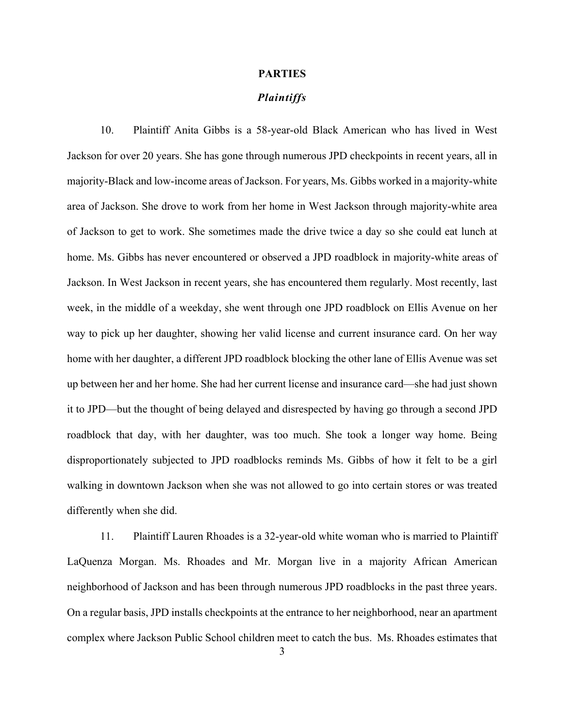## PARTIES

### *Plaintiffs*

10. Plaintiff Anita Gibbs is a 58-year-old Black American who has lived in West Jackson for over 20 years. She has gone through numerous JPD checkpoints in recent years, all in majority-Black and low-income areas of Jackson. For years, Ms. Gibbs worked in a majority-white area of Jackson. She drove to work from her home in West Jackson through majority-white area of Jackson to get to work. She sometimes made the drive twice a day so she could eat lunch at home. Ms. Gibbs has never encountered or observed a JPD roadblock in majority-white areas of Jackson. In West Jackson in recent years, she has encountered them regularly. Most recently, last week, in the middle of a weekday, she went through one JPD roadblock on Ellis Avenue on her way to pick up her daughter, showing her valid license and current insurance card. On her way home with her daughter, a different JPD roadblock blocking the other lane of Ellis Avenue was set up between her and her home. She had her current license and insurance card—she had just shown it to JPD—but the thought of being delayed and disrespected by having go through a second JPD roadblock that day, with her daughter, was too much. She took a longer way home. Being disproportionately subjected to JPD roadblocks reminds Ms. Gibbs of how it felt to be a girl walking in downtown Jackson when she was not allowed to go into certain stores or was treated differently when she did.

11. Plaintiff Lauren Rhoades is a 32-year-old white woman who is married to Plaintiff LaQuenza Morgan. Ms. Rhoades and Mr. Morgan live in a majority African American neighborhood of Jackson and has been through numerous JPD roadblocks in the past three years. On a regular basis, JPD installs checkpoints at the entrance to her neighborhood, near an apartment complex where Jackson Public School children meet to catch the bus. Ms. Rhoades estimates that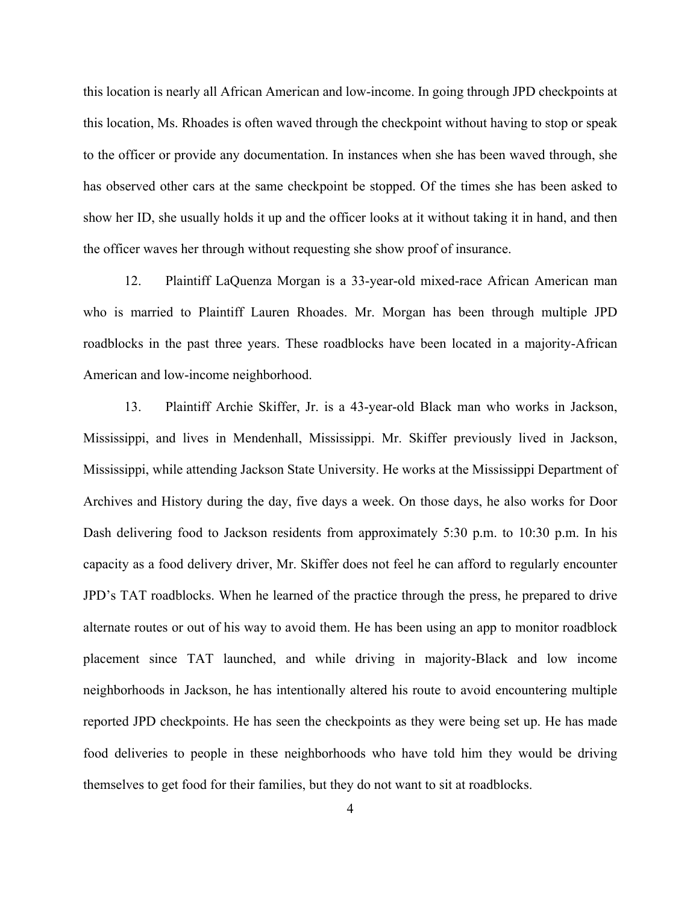this location is nearly all African American and low-income. In going through JPD checkpoints at this location, Ms. Rhoades is often waved through the checkpoint without having to stop or speak to the officer or provide any documentation. In instances when she has been waved through, she has observed other cars at the same checkpoint be stopped. Of the times she has been asked to show her ID, she usually holds it up and the officer looks at it without taking it in hand, and then the officer waves her through without requesting she show proof of insurance.

12. Plaintiff LaQuenza Morgan is a 33-year-old mixed-race African American man who is married to Plaintiff Lauren Rhoades. Mr. Morgan has been through multiple JPD roadblocks in the past three years. These roadblocks have been located in a majority-African American and low-income neighborhood.

13. Plaintiff Archie Skiffer, Jr. is a 43-year-old Black man who works in Jackson, Mississippi, and lives in Mendenhall, Mississippi. Mr. Skiffer previously lived in Jackson, Mississippi, while attending Jackson State University. He works at the Mississippi Department of Archives and History during the day, five days a week. On those days, he also works for Door Dash delivering food to Jackson residents from approximately 5:30 p.m. to 10:30 p.m. In his capacity as a food delivery driver, Mr. Skiffer does not feel he can afford to regularly encounter JPD's TAT roadblocks. When he learned of the practice through the press, he prepared to drive alternate routes or out of his way to avoid them. He has been using an app to monitor roadblock placement since TAT launched, and while driving in majority-Black and low income neighborhoods in Jackson, he has intentionally altered his route to avoid encountering multiple reported JPD checkpoints. He has seen the checkpoints as they were being set up. He has made food deliveries to people in these neighborhoods who have told him they would be driving themselves to get food for their families, but they do not want to sit at roadblocks.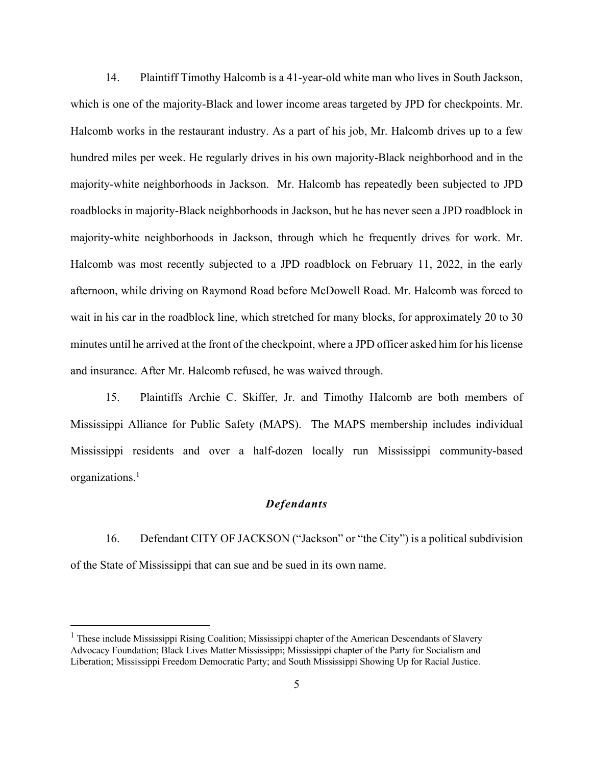14. Plaintiff Timothy Halcomb is a 41-year-old white man who lives in South Jackson, which is one of the majority-Black and lower income areas targeted by JPD for checkpoints. Mr. Halcomb works in the restaurant industry. As a part of his job, Mr. Halcomb drives up to a few hundred miles per week. He regularly drives in his own majority-Black neighborhood and in the majority-white neighborhoods in Jackson. Mr. Halcomb has repeatedly been subjected to JPD roadblocks in majority-Black neighborhoods in Jackson, but he has never seen a JPD roadblock in majority-white neighborhoods in Jackson, through which he frequently drives for work. Mr. Halcomb was most recently subjected to a JPD roadblock on February 11, 2022, in the early afternoon, while driving on Raymond Road before McDowell Road. Mr. Halcomb was forced to wait in his car in the roadblock line, which stretched for many blocks, for approximately 20 to 30 minutes until he arrived at the front of the checkpoint, where a JPD officer asked him for his license and insurance. After Mr. Halcomb refused, he was waived through.

15. Plaintiffs Archie C. Skiffer, Jr. and Timothy Halcomb are both members of Mississippi Alliance for Public Safety (MAPS). The MAPS membership includes individual Mississippi residents and over a half-dozen locally run Mississippi community-based organizations.[1]

### ***Defendants***

16. Defendant CITY OF JACKSON ("Jackson" or "the City") is a political subdivision of the State of Mississippi that can sue and be sued in its own name.

---

[1] These include Mississippi Rising Coalition; Mississippi chapter of the American Descendants of Slavery Advocacy Foundation; Black Lives Matter Mississippi; Mississippi chapter of the Party for Socialism and Liberation; Mississippi Freedom Democratic Party; and South Mississippi Showing Up for Racial Justice.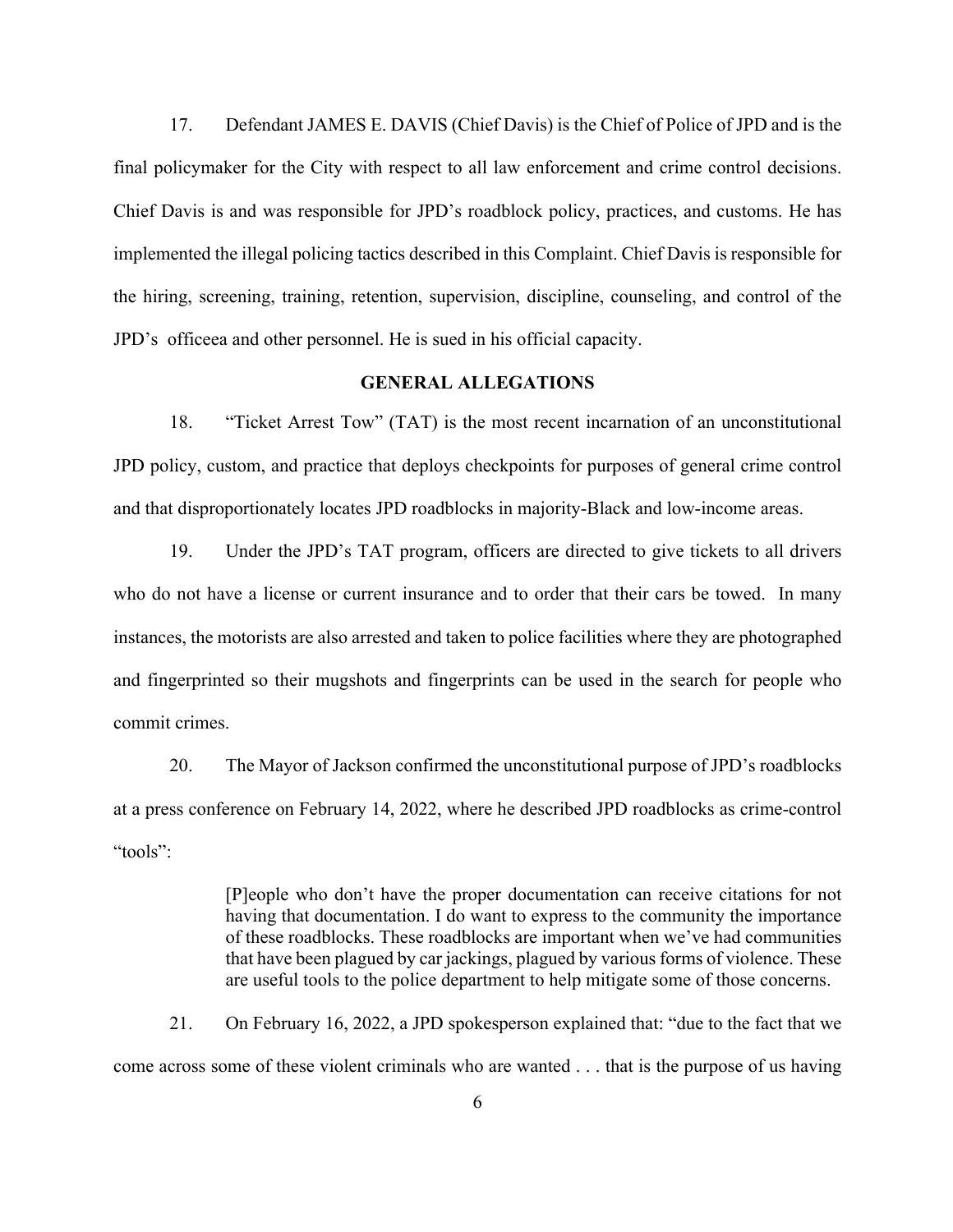17. Defendant JAMES E. DAVIS (Chief Davis) is the Chief of Police of JPD and is the final policymaker for the City with respect to all law enforcement and crime control decisions. Chief Davis is and was responsible for JPD's roadblock policy, practices, and customs. He has implemented the illegal policing tactics described in this Complaint. Chief Davis is responsible for the hiring, screening, training, retention, supervision, discipline, counseling, and control of the JPD's officeea and other personnel. He is sued in his official capacity.

## GENERAL ALLEGATIONS

18. "Ticket Arrest Tow" (TAT) is the most recent incarnation of an unconstitutional JPD policy, custom, and practice that deploys checkpoints for purposes of general crime control and that disproportionately locates JPD roadblocks in majority-Black and low-income areas.

19. Under the JPD's TAT program, officers are directed to give tickets to all drivers who do not have a license or current insurance and to order that their cars be towed. In many instances, the motorists are also arrested and taken to police facilities where they are photographed and fingerprinted so their mugshots and fingerprints can be used in the search for people who commit crimes.

20. The Mayor of Jackson confirmed the unconstitutional purpose of JPD's roadblocks at a press conference on February 14, 2022, where he described JPD roadblocks as crime-control "tools":

> [P]eople who don't have the proper documentation can receive citations for not having that documentation. I do want to express to the community the importance of these roadblocks. These roadblocks are important when we've had communities that have been plagued by car jackings, plagued by various forms of violence. These are useful tools to the police department to help mitigate some of those concerns.

21. On February 16, 2022, a JPD spokesperson explained that: "due to the fact that we come across some of these violent criminals who are wanted . . . that is the purpose of us having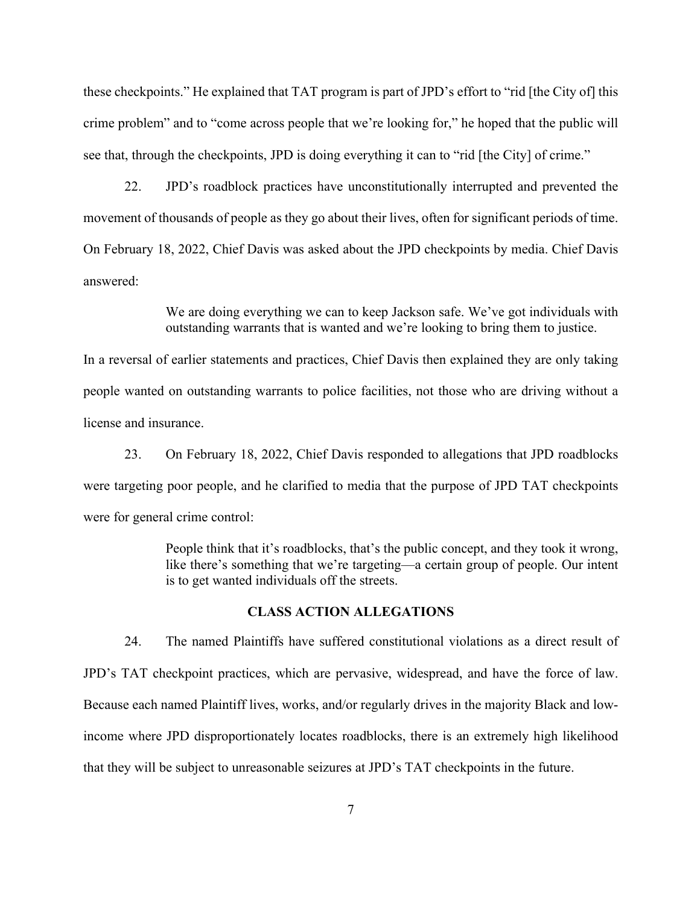these checkpoints." He explained that TAT program is part of JPD's effort to "rid [the City of] this crime problem" and to "come across people that we're looking for," he hoped that the public will see that, through the checkpoints, JPD is doing everything it can to "rid [the City] of crime."

22. JPD's roadblock practices have unconstitutionally interrupted and prevented the movement of thousands of people as they go about their lives, often for significant periods of time. On February 18, 2022, Chief Davis was asked about the JPD checkpoints by media. Chief Davis answered:

> We are doing everything we can to keep Jackson safe. We've got individuals with outstanding warrants that is wanted and we're looking to bring them to justice.

In a reversal of earlier statements and practices, Chief Davis then explained they are only taking people wanted on outstanding warrants to police facilities, not those who are driving without a license and insurance.

23. On February 18, 2022, Chief Davis responded to allegations that JPD roadblocks were targeting poor people, and he clarified to media that the purpose of JPD TAT checkpoints were for general crime control:

> People think that it's roadblocks, that's the public concept, and they took it wrong, like there's something that we're targeting—a certain group of people. Our intent is to get wanted individuals off the streets.

## CLASS ACTION ALLEGATIONS

24. The named Plaintiffs have suffered constitutional violations as a direct result of JPD's TAT checkpoint practices, which are pervasive, widespread, and have the force of law. Because each named Plaintiff lives, works, and/or regularly drives in the majority Black and low-income where JPD disproportionately locates roadblocks, there is an extremely high likelihood that they will be subject to unreasonable seizures at JPD's TAT checkpoints in the future.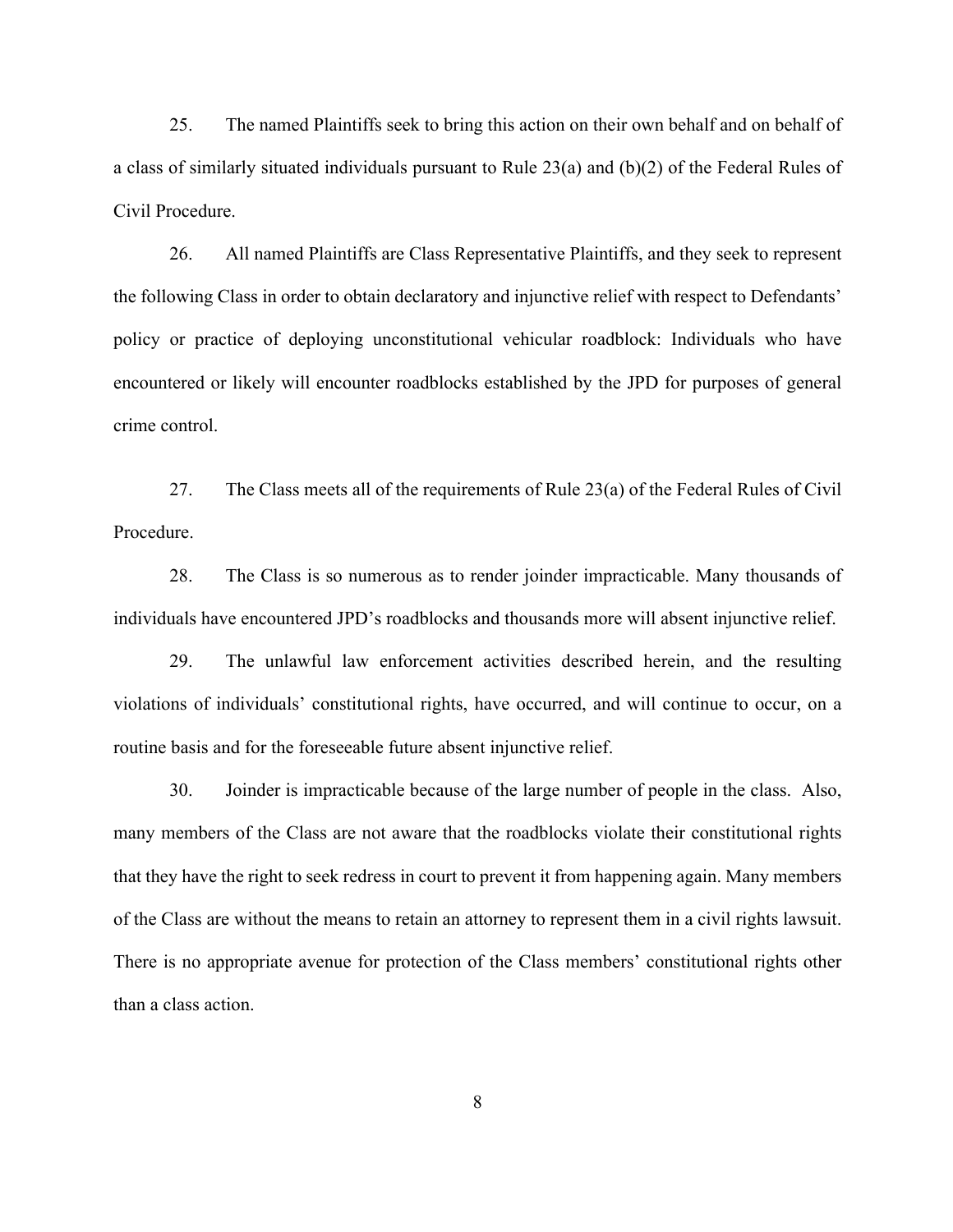25. The named Plaintiffs seek to bring this action on their own behalf and on behalf of a class of similarly situated individuals pursuant to Rule 23(a) and (b)(2) of the Federal Rules of Civil Procedure.

26. All named Plaintiffs are Class Representative Plaintiffs, and they seek to represent the following Class in order to obtain declaratory and injunctive relief with respect to Defendants' policy or practice of deploying unconstitutional vehicular roadblock: Individuals who have encountered or likely will encounter roadblocks established by the JPD for purposes of general crime control.

27. The Class meets all of the requirements of Rule 23(a) of the Federal Rules of Civil Procedure.

28. The Class is so numerous as to render joinder impracticable. Many thousands of individuals have encountered JPD's roadblocks and thousands more will absent injunctive relief.

29. The unlawful law enforcement activities described herein, and the resulting violations of individuals' constitutional rights, have occurred, and will continue to occur, on a routine basis and for the foreseeable future absent injunctive relief.

30. Joinder is impracticable because of the large number of people in the class. Also, many members of the Class are not aware that the roadblocks violate their constitutional rights that they have the right to seek redress in court to prevent it from happening again. Many members of the Class are without the means to retain an attorney to represent them in a civil rights lawsuit. There is no appropriate avenue for protection of the Class members' constitutional rights other than a class action.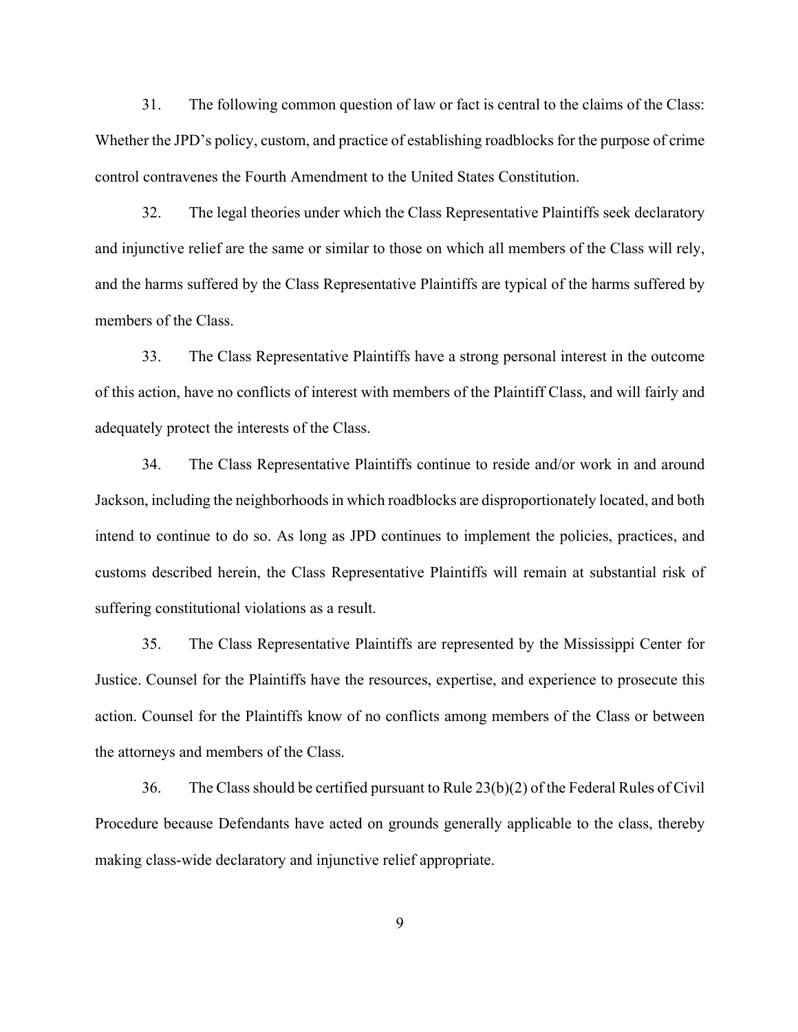31. The following common question of law or fact is central to the claims of the Class: Whether the JPD's policy, custom, and practice of establishing roadblocks for the purpose of crime control contravenes the Fourth Amendment to the United States Constitution.

32. The legal theories under which the Class Representative Plaintiffs seek declaratory and injunctive relief are the same or similar to those on which all members of the Class will rely, and the harms suffered by the Class Representative Plaintiffs are typical of the harms suffered by members of the Class.

33. The Class Representative Plaintiffs have a strong personal interest in the outcome of this action, have no conflicts of interest with members of the Plaintiff Class, and will fairly and adequately protect the interests of the Class.

34. The Class Representative Plaintiffs continue to reside and/or work in and around Jackson, including the neighborhoods in which roadblocks are disproportionately located, and both intend to continue to do so. As long as JPD continues to implement the policies, practices, and customs described herein, the Class Representative Plaintiffs will remain at substantial risk of suffering constitutional violations as a result.

35. The Class Representative Plaintiffs are represented by the Mississippi Center for Justice. Counsel for the Plaintiffs have the resources, expertise, and experience to prosecute this action. Counsel for the Plaintiffs know of no conflicts among members of the Class or between the attorneys and members of the Class.

36. The Class should be certified pursuant to Rule 23(b)(2) of the Federal Rules of Civil Procedure because Defendants have acted on grounds generally applicable to the class, thereby making class-wide declaratory and injunctive relief appropriate.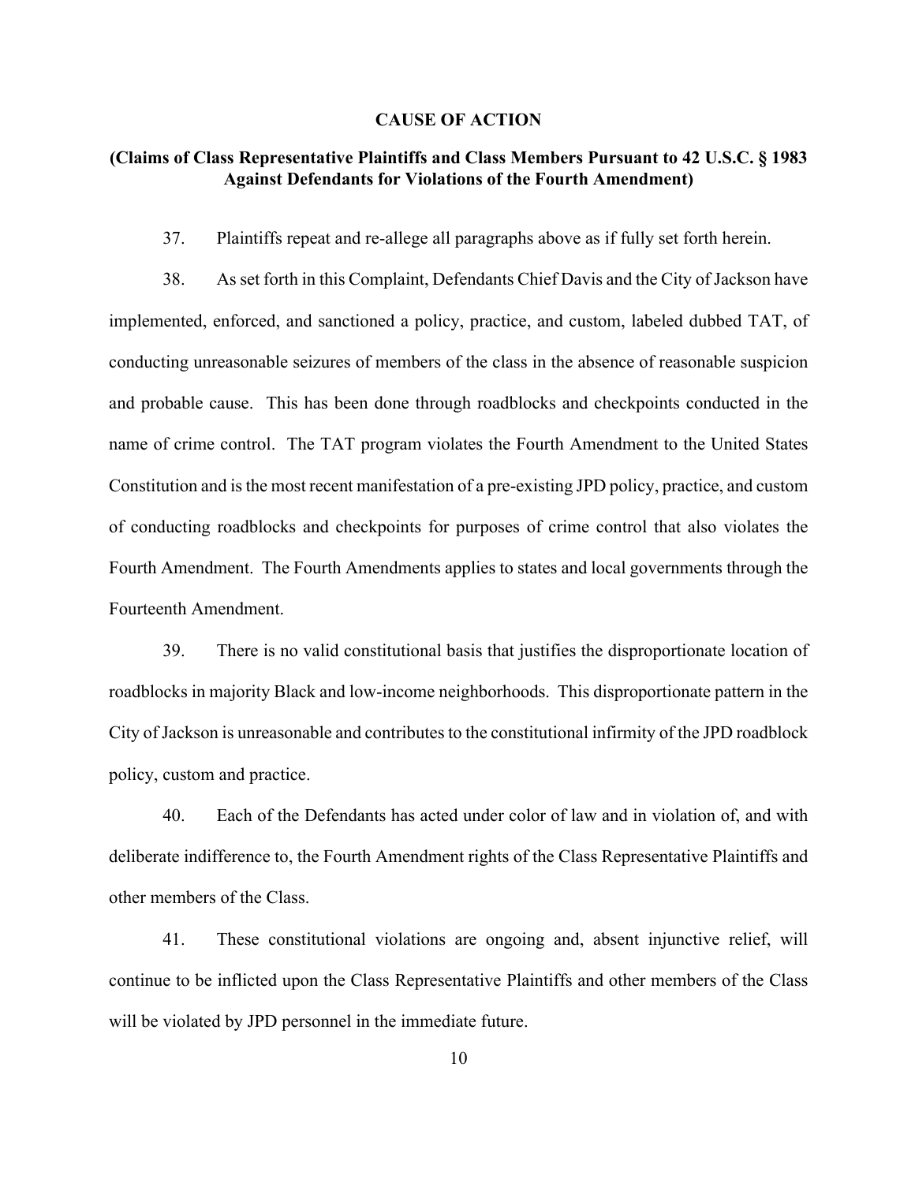## CAUSE OF ACTION

### (Claims of Class Representative Plaintiffs and Class Members Pursuant to 42 U.S.C. § 1983 Against Defendants for Violations of the Fourth Amendment)

37. Plaintiffs repeat and re-allege all paragraphs above as if fully set forth herein.

38. As set forth in this Complaint, Defendants Chief Davis and the City of Jackson have implemented, enforced, and sanctioned a policy, practice, and custom, labeled dubbed TAT, of conducting unreasonable seizures of members of the class in the absence of reasonable suspicion and probable cause. This has been done through roadblocks and checkpoints conducted in the name of crime control. The TAT program violates the Fourth Amendment to the United States Constitution and is the most recent manifestation of a pre-existing JPD policy, practice, and custom of conducting roadblocks and checkpoints for purposes of crime control that also violates the Fourth Amendment. The Fourth Amendments applies to states and local governments through the Fourteenth Amendment.

39. There is no valid constitutional basis that justifies the disproportionate location of roadblocks in majority Black and low-income neighborhoods. This disproportionate pattern in the City of Jackson is unreasonable and contributes to the constitutional infirmity of the JPD roadblock policy, custom and practice.

40. Each of the Defendants has acted under color of law and in violation of, and with deliberate indifference to, the Fourth Amendment rights of the Class Representative Plaintiffs and other members of the Class.

41. These constitutional violations are ongoing and, absent injunctive relief, will continue to be inflicted upon the Class Representative Plaintiffs and other members of the Class will be violated by JPD personnel in the immediate future.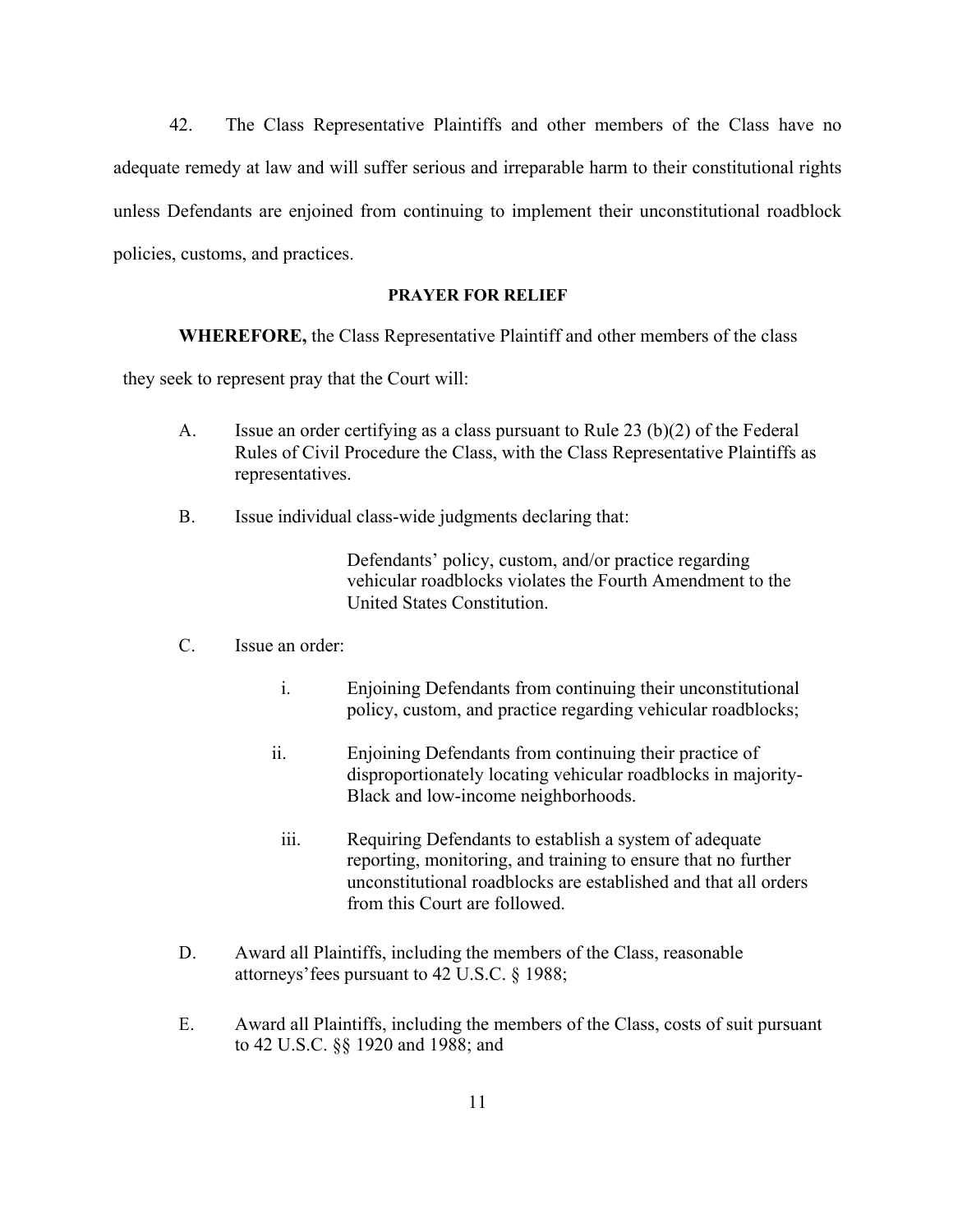42. The Class Representative Plaintiffs and other members of the Class have no adequate remedy at law and will suffer serious and irreparable harm to their constitutional rights unless Defendants are enjoined from continuing to implement their unconstitutional roadblock policies, customs, and practices.

## PRAYER FOR RELIEF

**WHEREFORE,** the Class Representative Plaintiff and other members of the class they seek to represent pray that the Court will:

A. Issue an order certifying as a class pursuant to Rule 23 (b)(2) of the Federal Rules of Civil Procedure the Class, with the Class Representative Plaintiffs as representatives.

B. Issue individual class-wide judgments declaring that:

> Defendants' policy, custom, and/or practice regarding vehicular roadblocks violates the Fourth Amendment to the United States Constitution.

C. Issue an order:

i. Enjoining Defendants from continuing their unconstitutional policy, custom, and practice regarding vehicular roadblocks;

ii. Enjoining Defendants from continuing their practice of disproportionately locating vehicular roadblocks in majority-Black and low-income neighborhoods.

iii. Requiring Defendants to establish a system of adequate reporting, monitoring, and training to ensure that no further unconstitutional roadblocks are established and that all orders from this Court are followed.

D. Award all Plaintiffs, including the members of the Class, reasonable attorneys'fees pursuant to 42 U.S.C. § 1988;

E. Award all Plaintiffs, including the members of the Class, costs of suit pursuant to 42 U.S.C. §§ 1920 and 1988; and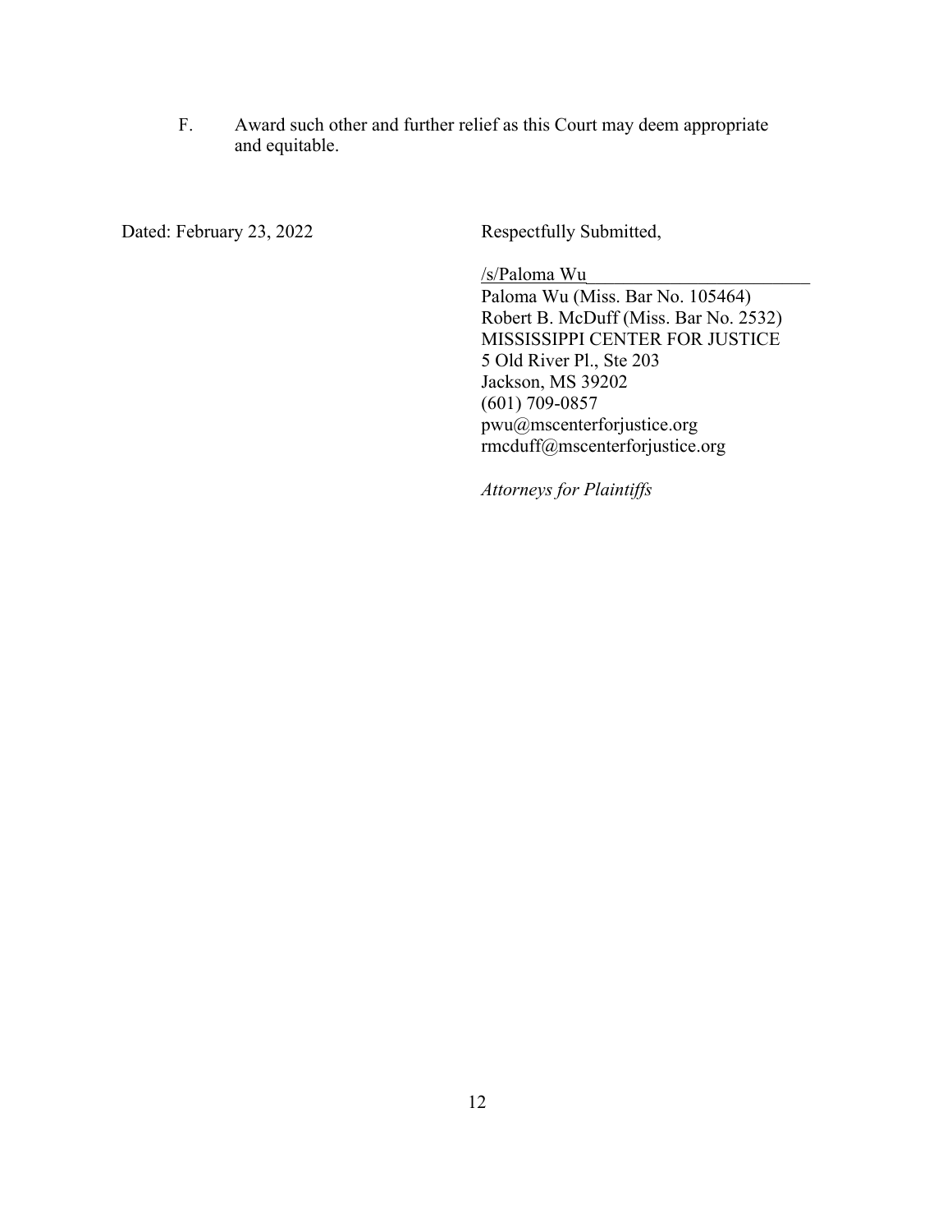F. Award such other and further relief as this Court may deem appropriate and equitable.

Dated: February 23, 2022

Respectfully Submitted,

/s/Paloma Wu
Paloma Wu (Miss. Bar No. 105464)
Robert B. McDuff (Miss. Bar No. 2532)
MISSISSIPPI CENTER FOR JUSTICE
5 Old River Pl., Ste 203
Jackson, MS 39202
(601) 709-0857
pwu@mscenterforjustice.org
rmcduff@mscenterforjustice.org

*Attorneys for Plaintiffs*